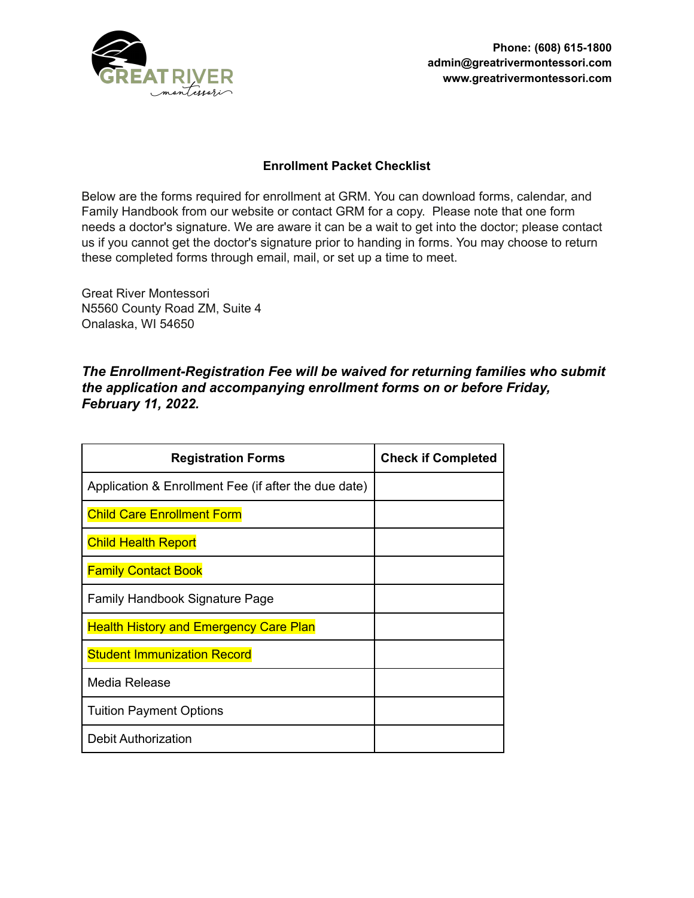**GREAT RIVER** montessori

**Phone: (608) 615-1800**
**admin@greatrivermontessori.com**
**www.greatrivermontessori.com**

## Enrollment Packet Checklist

Below are the forms required for enrollment at GRM. You can download forms, calendar, and Family Handbook from our website or contact GRM for a copy. Please note that one form needs a doctor's signature. We are aware it can be a wait to get into the doctor; please contact us if you cannot get the doctor's signature prior to handing in forms. You may choose to return these completed forms through email, mail, or set up a time to meet.

Great River Montessori
N5560 County Road ZM, Suite 4
Onalaska, WI 54650

***The Enrollment-Registration Fee will be waived for returning families who submit the application and accompanying enrollment forms on or before Friday, February 11, 2022.***

| Registration Forms | Check if Completed |
|---|---|
| Application & Enrollment Fee (if after the due date) | |
| Child Care Enrollment Form | |
| Child Health Report | |
| Family Contact Book | |
| Family Handbook Signature Page | |
| Health History and Emergency Care Plan | |
| Student Immunization Record | |
| Media Release | |
| Tuition Payment Options | |
| Debit Authorization | |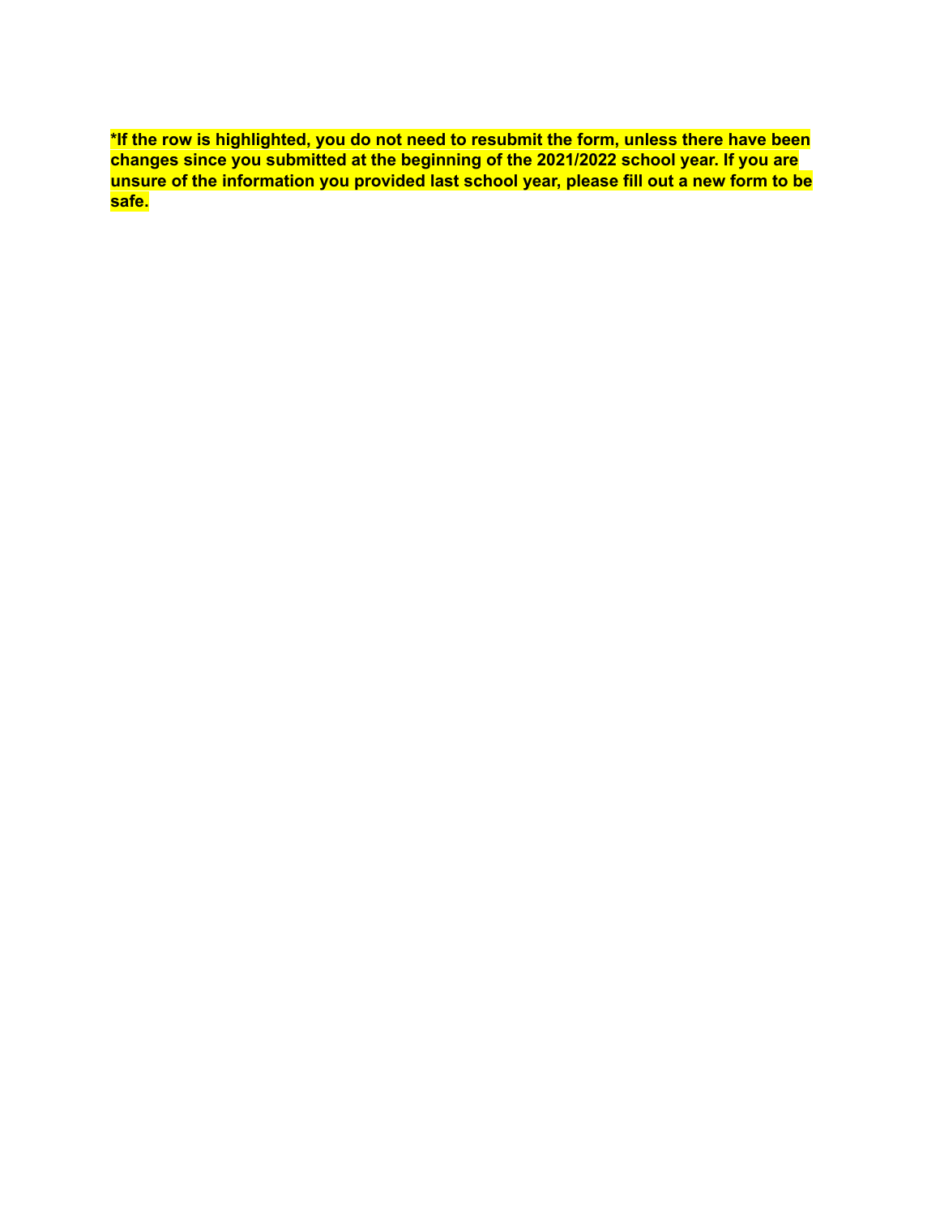***If the row is highlighted, you do not need to resubmit the form, unless there have been changes since you submitted at the beginning of the 2021/2022 school year. If you are unsure of the information you provided last school year, please fill out a new form to be safe.**